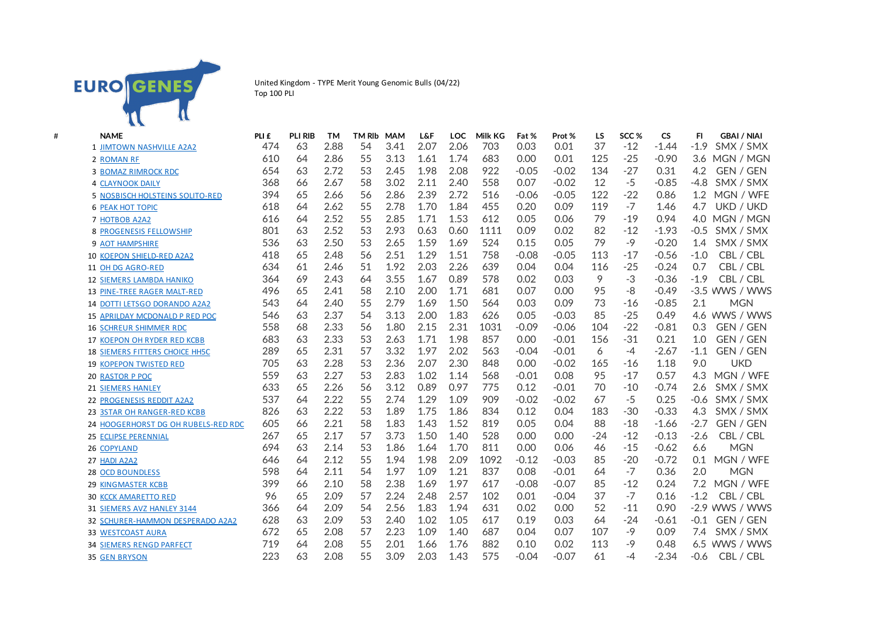EURO GENES

United Kingdom - TYPE Merit Young Genomic Bulls (04/22)
Top 100 PLI

| # | NAME | PLI £ | PLI RIB | TM | TM Rlb | MAM | L&F | LOC | Milk KG | Fat % | Prot % | LS | SCC % | CS | FI | GBAI / NIAI |
|---|---|---|---|---|---|---|---|---|---|---|---|---|---|---|---|---|
| 1 | JIMTOWN NASHVILLE A2A2 | 474 | 63 | 2.88 | 54 | 3.41 | 2.07 | 2.06 | 703 | 0.03 | 0.01 | 37 | -12 | -1.44 | -1.9 | SMX / SMX |
| 2 | ROMAN RF | 610 | 64 | 2.86 | 55 | 3.13 | 1.61 | 1.74 | 683 | 0.00 | 0.01 | 125 | -25 | -0.90 | 3.6 | MGN / MGN |
| 3 | BOMAZ RIMROCK RDC | 654 | 63 | 2.72 | 53 | 2.45 | 1.98 | 2.08 | 922 | -0.05 | -0.02 | 134 | -27 | 0.31 | 4.2 | GEN / GEN |
| 4 | CLAYNOOK DAILY | 368 | 66 | 2.67 | 58 | 3.02 | 2.11 | 2.40 | 558 | 0.07 | -0.02 | 12 | -5 | -0.85 | -4.8 | SMX / SMX |
| 5 | NOSBISCH HOLSTEINS SOLITO-RED | 394 | 65 | 2.66 | 56 | 2.86 | 2.39 | 2.72 | 516 | -0.06 | -0.05 | 122 | -22 | 0.86 | 1.2 | MGN / WFE |
| 6 | PEAK HOT TOPIC | 618 | 64 | 2.62 | 55 | 2.78 | 1.70 | 1.84 | 455 | 0.20 | 0.09 | 119 | -7 | 1.46 | 4.7 | UKD / UKD |
| 7 | HOTBOB A2A2 | 616 | 64 | 2.52 | 55 | 2.85 | 1.71 | 1.53 | 612 | 0.05 | 0.06 | 79 | -19 | 0.94 | 4.0 | MGN / MGN |
| 8 | PROGENESIS FELLOWSHIP | 801 | 63 | 2.52 | 53 | 2.93 | 0.63 | 0.60 | 1111 | 0.09 | 0.02 | 82 | -12 | -1.93 | -0.5 | SMX / SMX |
| 9 | AOT HAMPSHIRE | 536 | 63 | 2.50 | 53 | 2.65 | 1.59 | 1.69 | 524 | 0.15 | 0.05 | 79 | -9 | -0.20 | 1.4 | SMX / SMX |
| 10 | KOEPON SHIELD-RED A2A2 | 418 | 65 | 2.48 | 56 | 2.51 | 1.29 | 1.51 | 758 | -0.08 | -0.05 | 113 | -17 | -0.56 | -1.0 | CBL / CBL |
| 11 | OH DG AGRO-RED | 634 | 61 | 2.46 | 51 | 1.92 | 2.03 | 2.26 | 639 | 0.04 | 0.04 | 116 | -25 | -0.24 | 0.7 | CBL / CBL |
| 12 | SIEMERS LAMBDA HANIKO | 364 | 69 | 2.43 | 64 | 3.55 | 1.67 | 0.89 | 578 | 0.02 | 0.03 | 9 | -3 | -0.36 | -1.9 | CBL / CBL |
| 13 | PINE-TREE RAGER MALT-RED | 496 | 65 | 2.41 | 58 | 2.10 | 2.00 | 1.71 | 681 | 0.07 | 0.00 | 95 | -8 | -0.49 | -3.5 | WWS / WWS |
| 14 | DOTTI LETSGO DORANDO A2A2 | 543 | 64 | 2.40 | 55 | 2.79 | 1.69 | 1.50 | 564 | 0.03 | 0.09 | 73 | -16 | -0.85 | 2.1 | MGN |
| 15 | APRILDAY MCDONALD P RED POC | 546 | 63 | 2.37 | 54 | 3.13 | 2.00 | 1.83 | 626 | 0.05 | -0.03 | 85 | -25 | 0.49 | 4.6 | WWS / WWS |
| 16 | SCHREUR SHIMMER RDC | 558 | 68 | 2.33 | 56 | 1.80 | 2.15 | 2.31 | 1031 | -0.09 | -0.06 | 104 | -22 | -0.81 | 0.3 | GEN / GEN |
| 17 | KOEPON OH RYDER RED KCBB | 683 | 63 | 2.33 | 53 | 2.63 | 1.71 | 1.98 | 857 | 0.00 | -0.01 | 156 | -31 | 0.21 | 1.0 | GEN / GEN |
| 18 | SIEMERS FITTERS CHOICE HH5C | 289 | 65 | 2.31 | 57 | 3.32 | 1.97 | 2.02 | 563 | -0.04 | -0.01 | 6 | -4 | -2.67 | -1.1 | GEN / GEN |
| 19 | KOPEPON TWISTED RED | 705 | 63 | 2.28 | 53 | 2.36 | 2.07 | 2.30 | 848 | 0.00 | -0.02 | 165 | -16 | 1.18 | 9.0 | UKD |
| 20 | RASTOR P POC | 559 | 63 | 2.27 | 53 | 2.83 | 1.02 | 1.14 | 568 | -0.01 | 0.08 | 95 | -17 | 0.57 | 4.3 | MGN / WFE |
| 21 | SIEMERS HANLEY | 633 | 65 | 2.26 | 56 | 3.12 | 0.89 | 0.97 | 775 | 0.12 | -0.01 | 70 | -10 | -0.74 | 2.6 | SMX / SMX |
| 22 | PROGENESIS REDDIT A2A2 | 537 | 64 | 2.22 | 55 | 2.74 | 1.29 | 1.09 | 909 | -0.02 | -0.02 | 67 | -5 | 0.25 | -0.6 | SMX / SMX |
| 23 | 3STAR OH RANGER-RED KCBB | 826 | 63 | 2.22 | 53 | 1.89 | 1.75 | 1.86 | 834 | 0.12 | 0.04 | 183 | -30 | -0.33 | 4.3 | SMX / SMX |
| 24 | HOOGERHORST DG OH RUBELS-RED RDC | 605 | 66 | 2.21 | 58 | 1.83 | 1.43 | 1.52 | 819 | 0.05 | 0.04 | 88 | -18 | -1.66 | -2.7 | GEN / GEN |
| 25 | ECLIPSE PERENNIAL | 267 | 65 | 2.17 | 57 | 3.73 | 1.50 | 1.40 | 528 | 0.00 | 0.00 | -24 | -12 | -0.13 | -2.6 | CBL / CBL |
| 26 | COPYLAND | 694 | 63 | 2.14 | 53 | 1.86 | 1.64 | 1.70 | 811 | 0.00 | 0.06 | 46 | -15 | -0.62 | 6.6 | MGN |
| 27 | HADI A2A2 | 646 | 64 | 2.12 | 55 | 1.94 | 1.98 | 2.09 | 1092 | -0.12 | -0.03 | 85 | -20 | -0.72 | 0.1 | MGN / WFE |
| 28 | OCD BOUNDLESS | 598 | 64 | 2.11 | 54 | 1.97 | 1.09 | 1.21 | 837 | 0.08 | -0.01 | 64 | -7 | 0.36 | 2.0 | MGN |
| 29 | KINGMASTER KCBB | 399 | 66 | 2.10 | 58 | 2.38 | 1.69 | 1.97 | 617 | -0.08 | -0.07 | 85 | -12 | 0.24 | 7.2 | MGN / WFE |
| 30 | KCCK AMARETTO RED | 96 | 65 | 2.09 | 57 | 2.24 | 2.48 | 2.57 | 102 | 0.01 | -0.04 | 37 | -7 | 0.16 | -1.2 | CBL / CBL |
| 31 | SIEMERS AVZ HANLEY 3144 | 366 | 64 | 2.09 | 54 | 2.56 | 1.83 | 1.94 | 631 | 0.02 | 0.00 | 52 | -11 | 0.90 | -2.9 | WWS / WWS |
| 32 | SCHURER-HAMMON DESPERADO A2A2 | 628 | 63 | 2.09 | 53 | 2.40 | 1.02 | 1.05 | 617 | 0.19 | 0.03 | 64 | -24 | -0.61 | -0.1 | GEN / GEN |
| 33 | WESTCOAST AURA | 672 | 65 | 2.08 | 57 | 2.23 | 1.09 | 1.40 | 687 | 0.04 | 0.07 | 107 | -9 | 0.09 | 7.4 | SMX / SMX |
| 34 | SIEMERS RENGD PARFECT | 719 | 64 | 2.08 | 55 | 2.01 | 1.66 | 1.76 | 882 | 0.10 | 0.02 | 113 | -9 | 0.48 | 6.5 | WWS / WWS |
| 35 | GEN BRYSON | 223 | 63 | 2.08 | 55 | 3.09 | 2.03 | 1.43 | 575 | -0.04 | -0.07 | 61 | -4 | -2.34 | -0.6 | CBL / CBL |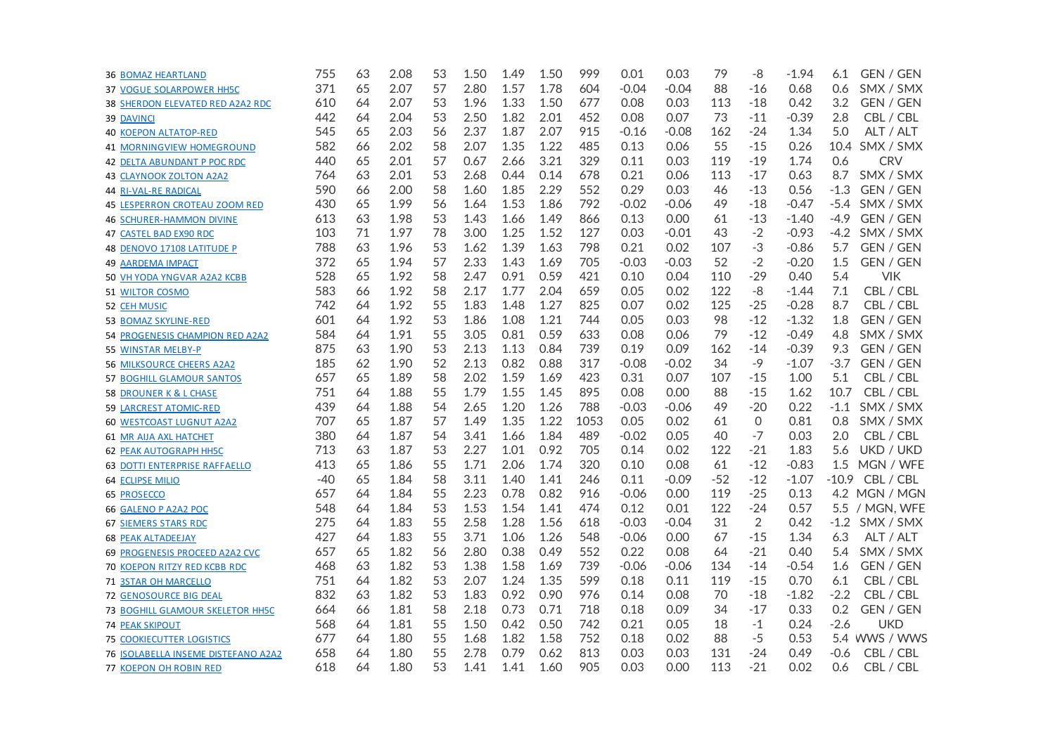| | | | | | | | | | | | | | | | | |
|---|---|---|---|---|---|---|---|---|---|---|---|---|---|---|---|---|
| 36 | BOMAZ HEARTLAND | 755 | 63 | 2.08 | 53 | 1.50 | 1.49 | 1.50 | 999 | 0.01 | 0.03 | 79 | -8 | -1.94 | 6.1 | GEN / GEN |
| 37 | VOGUE SOLARPOWER HH5C | 371 | 65 | 2.07 | 57 | 2.80 | 1.57 | 1.78 | 604 | -0.04 | -0.04 | 88 | -16 | 0.68 | 0.6 | SMX / SMX |
| 38 | SHERDON ELEVATED RED A2A2 RDC | 610 | 64 | 2.07 | 53 | 1.96 | 1.33 | 1.50 | 677 | 0.08 | 0.03 | 113 | -18 | 0.42 | 3.2 | GEN / GEN |
| 39 | DAVINCI | 442 | 64 | 2.04 | 53 | 2.50 | 1.82 | 2.01 | 452 | 0.08 | 0.07 | 73 | -11 | -0.39 | 2.8 | CBL / CBL |
| 40 | KOEPON ALTATOP-RED | 545 | 65 | 2.03 | 56 | 2.37 | 1.87 | 2.07 | 915 | -0.16 | -0.08 | 162 | -24 | 1.34 | 5.0 | ALT / ALT |
| 41 | MORNINGVIEW HOMEGROUND | 582 | 66 | 2.02 | 58 | 2.07 | 1.35 | 1.22 | 485 | 0.13 | 0.06 | 55 | -15 | 0.26 | 10.4 | SMX / SMX |
| 42 | DELTA ABUNDANT P POC RDC | 440 | 65 | 2.01 | 57 | 0.67 | 2.66 | 3.21 | 329 | 0.11 | 0.03 | 119 | -19 | 1.74 | 0.6 | CRV |
| 43 | CLAYNOOK ZOLTON A2A2 | 764 | 63 | 2.01 | 53 | 2.68 | 0.44 | 0.14 | 678 | 0.21 | 0.06 | 113 | -17 | 0.63 | 8.7 | SMX / SMX |
| 44 | RI-VAL-RE RADICAL | 590 | 66 | 2.00 | 58 | 1.60 | 1.85 | 2.29 | 552 | 0.29 | 0.03 | 46 | -13 | 0.56 | -1.3 | GEN / GEN |
| 45 | LESPERRON CROTEAU ZOOM RED | 430 | 65 | 1.99 | 56 | 1.64 | 1.53 | 1.86 | 792 | -0.02 | -0.06 | 49 | -18 | -0.47 | -5.4 | SMX / SMX |
| 46 | SCHURER-HAMMON DIVINE | 613 | 63 | 1.98 | 53 | 1.43 | 1.66 | 1.49 | 866 | 0.13 | 0.00 | 61 | -13 | -1.40 | -4.9 | GEN / GEN |
| 47 | CASTEL BAD EX90 RDC | 103 | 71 | 1.97 | 78 | 3.00 | 1.25 | 1.52 | 127 | 0.03 | -0.01 | 43 | -2 | -0.93 | -4.2 | SMX / SMX |
| 48 | DENOVO 17108 LATITUDE P | 788 | 63 | 1.96 | 53 | 1.62 | 1.39 | 1.63 | 798 | 0.21 | 0.02 | 107 | -3 | -0.86 | 5.7 | GEN / GEN |
| 49 | AARDEMA IMPACT | 372 | 65 | 1.94 | 57 | 2.33 | 1.43 | 1.69 | 705 | -0.03 | -0.03 | 52 | -2 | -0.20 | 1.5 | GEN / GEN |
| 50 | VH YODA YNGVAR A2A2 KCBB | 528 | 65 | 1.92 | 58 | 2.47 | 0.91 | 0.59 | 421 | 0.10 | 0.04 | 110 | -29 | 0.40 | 5.4 | VIK |
| 51 | WILTOR COSMO | 583 | 66 | 1.92 | 58 | 2.17 | 1.77 | 2.04 | 659 | 0.05 | 0.02 | 122 | -8 | -1.44 | 7.1 | CBL / CBL |
| 52 | CEH MUSIC | 742 | 64 | 1.92 | 55 | 1.83 | 1.48 | 1.27 | 825 | 0.07 | 0.02 | 125 | -25 | -0.28 | 8.7 | CBL / CBL |
| 53 | BOMAZ SKYLINE-RED | 601 | 64 | 1.92 | 53 | 1.86 | 1.08 | 1.21 | 744 | 0.05 | 0.03 | 98 | -12 | -1.32 | 1.8 | GEN / GEN |
| 54 | PROGENESIS CHAMPION RED A2A2 | 584 | 64 | 1.91 | 55 | 3.05 | 0.81 | 0.59 | 633 | 0.08 | 0.06 | 79 | -12 | -0.49 | 4.8 | SMX / SMX |
| 55 | WINSTAR MELBY-P | 875 | 63 | 1.90 | 53 | 2.13 | 1.13 | 0.84 | 739 | 0.19 | 0.09 | 162 | -14 | -0.39 | 9.3 | GEN / GEN |
| 56 | MILKSOURCE CHEERS A2A2 | 185 | 62 | 1.90 | 52 | 2.13 | 0.82 | 0.88 | 317 | -0.08 | -0.02 | 34 | -9 | -1.07 | -3.7 | GEN / GEN |
| 57 | BOGHILL GLAMOUR SANTOS | 657 | 65 | 1.89 | 58 | 2.02 | 1.59 | 1.69 | 423 | 0.31 | 0.07 | 107 | -15 | 1.00 | 5.1 | CBL / CBL |
| 58 | DROUNER K & L CHASE | 751 | 64 | 1.88 | 55 | 1.79 | 1.55 | 1.45 | 895 | 0.08 | 0.00 | 88 | -15 | 1.62 | 10.7 | CBL / CBL |
| 59 | LARCREST ATOMIC-RED | 439 | 64 | 1.88 | 54 | 2.65 | 1.20 | 1.26 | 788 | -0.03 | -0.06 | 49 | -20 | 0.22 | -1.1 | SMX / SMX |
| 60 | WESTCOAST LUGNUT A2A2 | 707 | 65 | 1.87 | 57 | 1.49 | 1.35 | 1.22 | 1053 | 0.05 | 0.02 | 61 | 0 | 0.81 | 0.8 | SMX / SMX |
| 61 | MR AIJA AXL HATCHET | 380 | 64 | 1.87 | 54 | 3.41 | 1.66 | 1.84 | 489 | -0.02 | 0.05 | 40 | -7 | 0.03 | 2.0 | CBL / CBL |
| 62 | PEAK AUTOGRAPH HH5C | 713 | 63 | 1.87 | 53 | 2.27 | 1.01 | 0.92 | 705 | 0.14 | 0.02 | 122 | -21 | 1.83 | 5.6 | UKD / UKD |
| 63 | DOTTI ENTERPRISE RAFFAELLO | 413 | 65 | 1.86 | 55 | 1.71 | 2.06 | 1.74 | 320 | 0.10 | 0.08 | 61 | -12 | -0.83 | 1.5 | MGN / WFE |
| 64 | ECLIPSE MILIO | -40 | 65 | 1.84 | 58 | 3.11 | 1.40 | 1.41 | 246 | 0.11 | -0.09 | -52 | -12 | -1.07 | -10.9 | CBL / CBL |
| 65 | PROSECCO | 657 | 64 | 1.84 | 55 | 2.23 | 0.78 | 0.82 | 916 | -0.06 | 0.00 | 119 | -25 | 0.13 | 4.2 | MGN / MGN |
| 66 | GALENO P A2A2 POC | 548 | 64 | 1.84 | 53 | 1.53 | 1.54 | 1.41 | 474 | 0.12 | 0.01 | 122 | -24 | 0.57 | 5.5 | / MGN, WFE |
| 67 | SIEMERS STARS RDC | 275 | 64 | 1.83 | 55 | 2.58 | 1.28 | 1.56 | 618 | -0.03 | -0.04 | 31 | 2 | 0.42 | -1.2 | SMX / SMX |
| 68 | PEAK ALTADEEJAY | 427 | 64 | 1.83 | 55 | 3.71 | 1.06 | 1.26 | 548 | -0.06 | 0.00 | 67 | -15 | 1.34 | 6.3 | ALT / ALT |
| 69 | PROGENESIS PROCEED A2A2 CVC | 657 | 65 | 1.82 | 56 | 2.80 | 0.38 | 0.49 | 552 | 0.22 | 0.08 | 64 | -21 | 0.40 | 5.4 | SMX / SMX |
| 70 | KOEPON RITZY RED KCBB RDC | 468 | 63 | 1.82 | 53 | 1.38 | 1.58 | 1.69 | 739 | -0.06 | -0.06 | 134 | -14 | -0.54 | 1.6 | GEN / GEN |
| 71 | 3STAR OH MARCELLO | 751 | 64 | 1.82 | 53 | 2.07 | 1.24 | 1.35 | 599 | 0.18 | 0.11 | 119 | -15 | 0.70 | 6.1 | CBL / CBL |
| 72 | GENOSOURCE BIG DEAL | 832 | 63 | 1.82 | 53 | 1.83 | 0.92 | 0.90 | 976 | 0.14 | 0.08 | 70 | -18 | -1.82 | -2.2 | CBL / CBL |
| 73 | BOGHILL GLAMOUR SKELETOR HH5C | 664 | 66 | 1.81 | 58 | 2.18 | 0.73 | 0.71 | 718 | 0.18 | 0.09 | 34 | -17 | 0.33 | 0.2 | GEN / GEN |
| 74 | PEAK SKIPOUT | 568 | 64 | 1.81 | 55 | 1.50 | 0.42 | 0.50 | 742 | 0.21 | 0.05 | 18 | -1 | 0.24 | -2.6 | UKD |
| 75 | COOKIECUTTER LOGISTICS | 677 | 64 | 1.80 | 55 | 1.68 | 1.82 | 1.58 | 752 | 0.18 | 0.02 | 88 | -5 | 0.53 | 5.4 | WWS / WWS |
| 76 | ISOLABELLA INSEME DISTEFANO A2A2 | 658 | 64 | 1.80 | 55 | 2.78 | 0.79 | 0.62 | 813 | 0.03 | 0.03 | 131 | -24 | 0.49 | -0.6 | CBL / CBL |
| 77 | KOEPON OH ROBIN RED | 618 | 64 | 1.80 | 53 | 1.41 | 1.41 | 1.60 | 905 | 0.03 | 0.00 | 113 | -21 | 0.02 | 0.6 | CBL / CBL |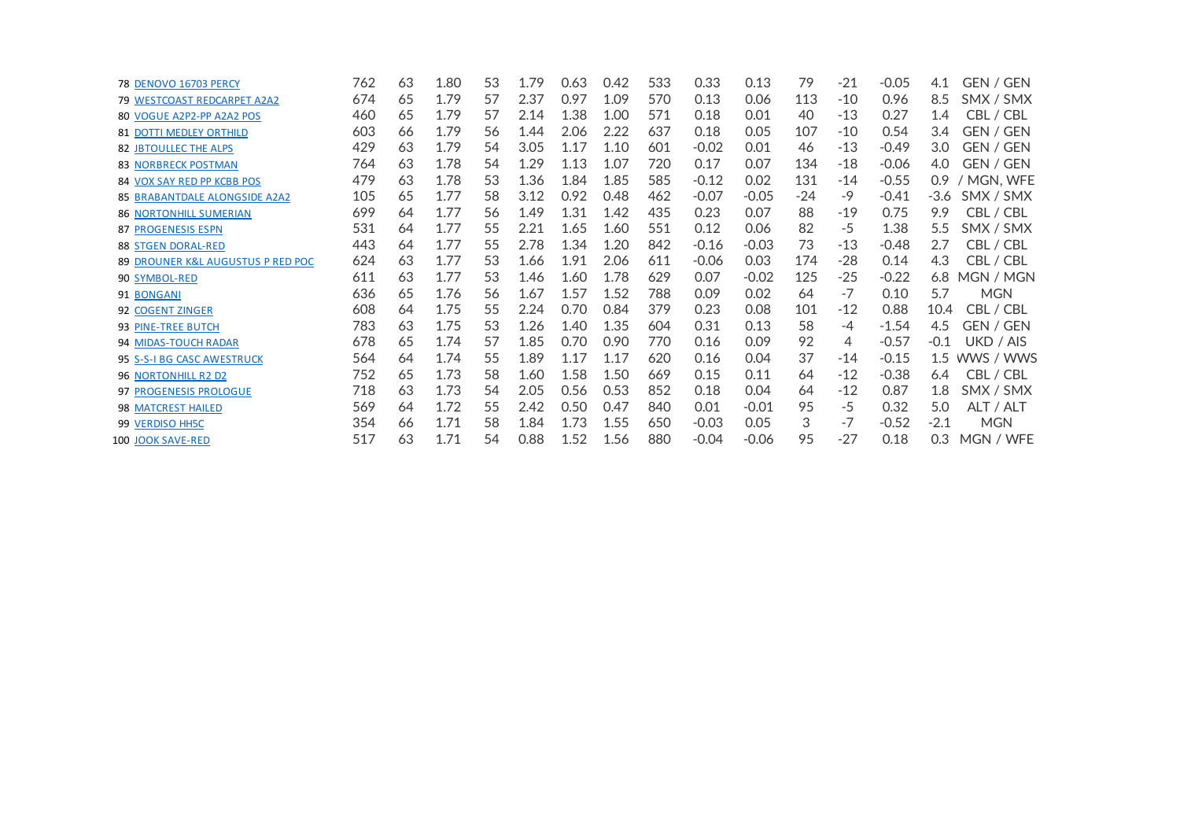| | | | | | | | | | | | | | | | | |
|---|---|---|---|---|---|---|---|---|---|---|---|---|---|---|---|---|
| 78 | DENOVO 16703 PERCY | 762 | 63 | 1.80 | 53 | 1.79 | 0.63 | 0.42 | 533 | 0.33 | 0.13 | 79 | -21 | -0.05 | 4.1 | GEN / GEN |
| 79 | WESTCOAST REDCARPET A2A2 | 674 | 65 | 1.79 | 57 | 2.37 | 0.97 | 1.09 | 570 | 0.13 | 0.06 | 113 | -10 | 0.96 | 8.5 | SMX / SMX |
| 80 | VOGUE A2P2-PP A2A2 POS | 460 | 65 | 1.79 | 57 | 2.14 | 1.38 | 1.00 | 571 | 0.18 | 0.01 | 40 | -13 | 0.27 | 1.4 | CBL / CBL |
| 81 | DOTTI MEDLEY ORTHILD | 603 | 66 | 1.79 | 56 | 1.44 | 2.06 | 2.22 | 637 | 0.18 | 0.05 | 107 | -10 | 0.54 | 3.4 | GEN / GEN |
| 82 | JBTOULLEC THE ALPS | 429 | 63 | 1.79 | 54 | 3.05 | 1.17 | 1.10 | 601 | -0.02 | 0.01 | 46 | -13 | -0.49 | 3.0 | GEN / GEN |
| 83 | NORBRECK POSTMAN | 764 | 63 | 1.78 | 54 | 1.29 | 1.13 | 1.07 | 720 | 0.17 | 0.07 | 134 | -18 | -0.06 | 4.0 | GEN / GEN |
| 84 | VOX SAY RED PP KCBB POS | 479 | 63 | 1.78 | 53 | 1.36 | 1.84 | 1.85 | 585 | -0.12 | 0.02 | 131 | -14 | -0.55 | 0.9 | / MGN, WFE |
| 85 | BRABANTDALE ALONGSIDE A2A2 | 105 | 65 | 1.77 | 58 | 3.12 | 0.92 | 0.48 | 462 | -0.07 | -0.05 | -24 | -9 | -0.41 | -3.6 | SMX / SMX |
| 86 | NORTONHILL SUMERIAN | 699 | 64 | 1.77 | 56 | 1.49 | 1.31 | 1.42 | 435 | 0.23 | 0.07 | 88 | -19 | 0.75 | 9.9 | CBL / CBL |
| 87 | PROGENESIS ESPN | 531 | 64 | 1.77 | 55 | 2.21 | 1.65 | 1.60 | 551 | 0.12 | 0.06 | 82 | -5 | 1.38 | 5.5 | SMX / SMX |
| 88 | STGEN DORAL-RED | 443 | 64 | 1.77 | 55 | 2.78 | 1.34 | 1.20 | 842 | -0.16 | -0.03 | 73 | -13 | -0.48 | 2.7 | CBL / CBL |
| 89 | DROUNER K&L AUGUSTUS P RED POC | 624 | 63 | 1.77 | 53 | 1.66 | 1.91 | 2.06 | 611 | -0.06 | 0.03 | 174 | -28 | 0.14 | 4.3 | CBL / CBL |
| 90 | SYMBOL-RED | 611 | 63 | 1.77 | 53 | 1.46 | 1.60 | 1.78 | 629 | 0.07 | -0.02 | 125 | -25 | -0.22 | 6.8 | MGN / MGN |
| 91 | BONGANI | 636 | 65 | 1.76 | 56 | 1.67 | 1.57 | 1.52 | 788 | 0.09 | 0.02 | 64 | -7 | 0.10 | 5.7 | MGN |
| 92 | COGENT ZINGER | 608 | 64 | 1.75 | 55 | 2.24 | 0.70 | 0.84 | 379 | 0.23 | 0.08 | 101 | -12 | 0.88 | 10.4 | CBL / CBL |
| 93 | PINE-TREE BUTCH | 783 | 63 | 1.75 | 53 | 1.26 | 1.40 | 1.35 | 604 | 0.31 | 0.13 | 58 | -4 | -1.54 | 4.5 | GEN / GEN |
| 94 | MIDAS-TOUCH RADAR | 678 | 65 | 1.74 | 57 | 1.85 | 0.70 | 0.90 | 770 | 0.16 | 0.09 | 92 | 4 | -0.57 | -0.1 | UKD / AIS |
| 95 | S-S-I BG CASC AWESTRUCK | 564 | 64 | 1.74 | 55 | 1.89 | 1.17 | 1.17 | 620 | 0.16 | 0.04 | 37 | -14 | -0.15 | 1.5 | WWS / WWS |
| 96 | NORTONHILL R2 D2 | 752 | 65 | 1.73 | 58 | 1.60 | 1.58 | 1.50 | 669 | 0.15 | 0.11 | 64 | -12 | -0.38 | 6.4 | CBL / CBL |
| 97 | PROGENESIS PROLOGUE | 718 | 63 | 1.73 | 54 | 2.05 | 0.56 | 0.53 | 852 | 0.18 | 0.04 | 64 | -12 | 0.87 | 1.8 | SMX / SMX |
| 98 | MATCREST HAILED | 569 | 64 | 1.72 | 55 | 2.42 | 0.50 | 0.47 | 840 | 0.01 | -0.01 | 95 | -5 | 0.32 | 5.0 | ALT / ALT |
| 99 | VERDISO HH5C | 354 | 66 | 1.71 | 58 | 1.84 | 1.73 | 1.55 | 650 | -0.03 | 0.05 | 3 | -7 | -0.52 | -2.1 | MGN |
| 100 | JOOK SAVE-RED | 517 | 63 | 1.71 | 54 | 0.88 | 1.52 | 1.56 | 880 | -0.04 | -0.06 | 95 | -27 | 0.18 | 0.3 | MGN / WFE |